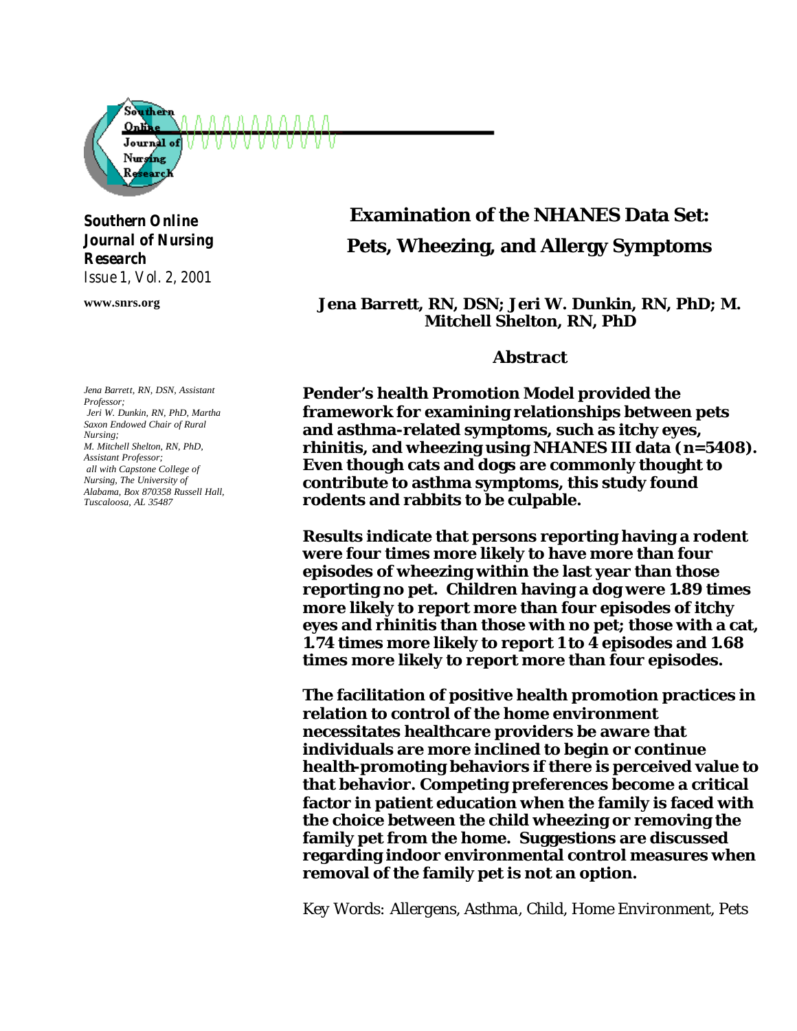**Southern Online Journal of Nursing Research**
Issue 1, Vol. 2, 2001

**www.snrs.org**

# Examination of the NHANES Data Set: Pets, Wheezing, and Allergy Symptoms

**Jena Barrett, RN, DSN; Jeri W. Dunkin, RN, PhD; M. Mitchell Shelton, RN, PhD**

*Jena Barrett, RN, DSN, Assistant Professor;*
*Jeri W. Dunkin, RN, PhD, Martha Saxon Endowed Chair of Rural Nursing;*
*M. Mitchell Shelton, RN, PhD, Assistant Professor;*
*all with Capstone College of Nursing, The University of Alabama, Box 870358 Russell Hall, Tuscaloosa, AL 35487*

## Abstract

**Pender's health Promotion Model provided the framework for examining relationships between pets and asthma-related symptoms, such as itchy eyes, rhinitis, and wheezing using NHANES III data (n=5408). Even though cats and dogs are commonly thought to contribute to asthma symptoms, this study found rodents and rabbits to be culpable.**

**Results indicate that persons reporting having a rodent were four times more likely to have more than four episodes of wheezing within the last year than those reporting no pet. Children having a dog were 1.89 times more likely to report more than four episodes of itchy eyes and rhinitis than those with no pet; those with a cat, 1.74 times more likely to report 1 to 4 episodes and 1.68 times more likely to report more than four episodes.**

**The facilitation of positive health promotion practices in relation to control of the home environment necessitates healthcare providers be aware that individuals are more inclined to begin or continue health-promoting behaviors if there is perceived value to that behavior. Competing preferences become a critical factor in patient education when the family is faced with the choice between the child wheezing or removing the family pet from the home. Suggestions are discussed regarding indoor environmental control measures when removal of the family pet is not an option.**

Key Words: Allergens, Asthma, Child, Home Environment, Pets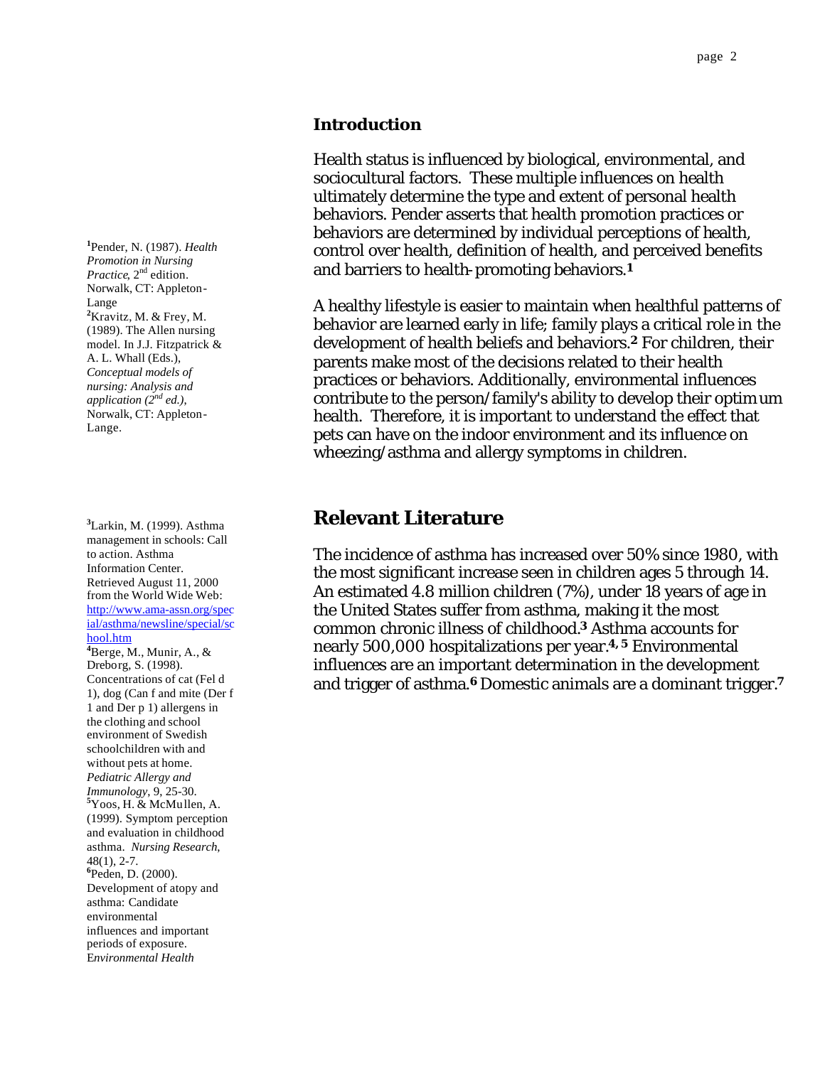## Introduction

Health status is influenced by biological, environmental, and sociocultural factors. These multiple influences on health ultimately determine the type and extent of personal health behaviors. Pender asserts that health promotion practices or behaviors are determined by individual perceptions of health, control over health, definition of health, and perceived benefits and barriers to health-promoting behaviors.[1]

A healthy lifestyle is easier to maintain when healthful patterns of behavior are learned early in life; family plays a critical role in the development of health beliefs and behaviors.[2] For children, their parents make most of the decisions related to their health practices or behaviors. Additionally, environmental influences contribute to the person/family's ability to develop their optimum health. Therefore, it is important to understand the effect that pets can have on the indoor environment and its influence on wheezing/asthma and allergy symptoms in children.

[1]Pender, N. (1987). *Health Promotion in Nursing Practice*, 2nd edition. Norwalk, CT: Appleton-Lange

[2]Kravitz, M. & Frey, M. (1989). The Allen nursing model. In J.J. Fitzpatrick & A. L. Whall (Eds.), *Conceptual models of nursing: Analysis and application (2nd ed.)*, Norwalk, CT: Appleton-Lange.

## Relevant Literature

The incidence of asthma has increased over 50% since 1980, with the most significant increase seen in children ages 5 through 14. An estimated 4.8 million children (7%), under 18 years of age in the United States suffer from asthma, making it the most common chronic illness of childhood.[3] Asthma accounts for nearly 500,000 hospitalizations per year.[4, 5] Environmental influences are an important determination in the development and trigger of asthma.[6] Domestic animals are a dominant trigger.[7]

[3]Larkin, M. (1999). Asthma management in schools: Call to action. Asthma Information Center. Retrieved August 11, 2000 from the World Wide Web: http://www.ama-assn.org/special/asthma/newsline/special/school.htm

[4]Berge, M., Munir, A., & Dreborg, S. (1998). Concentrations of cat (Fel d 1), dog (Can f and mite (Der f 1 and Der p 1) allergens in the clothing and school environment of Swedish schoolchildren with and without pets at home. *Pediatric Allergy and Immunology*, 9, 25-30.

[5]Yoos, H. & McMullen, A. (1999). Symptom perception and evaluation in childhood asthma. *Nursing Research*, 48(1), 2-7.

[6]Peden, D. (2000). Development of atopy and asthma: Candidate environmental influences and important periods of exposure. *Environmental Health*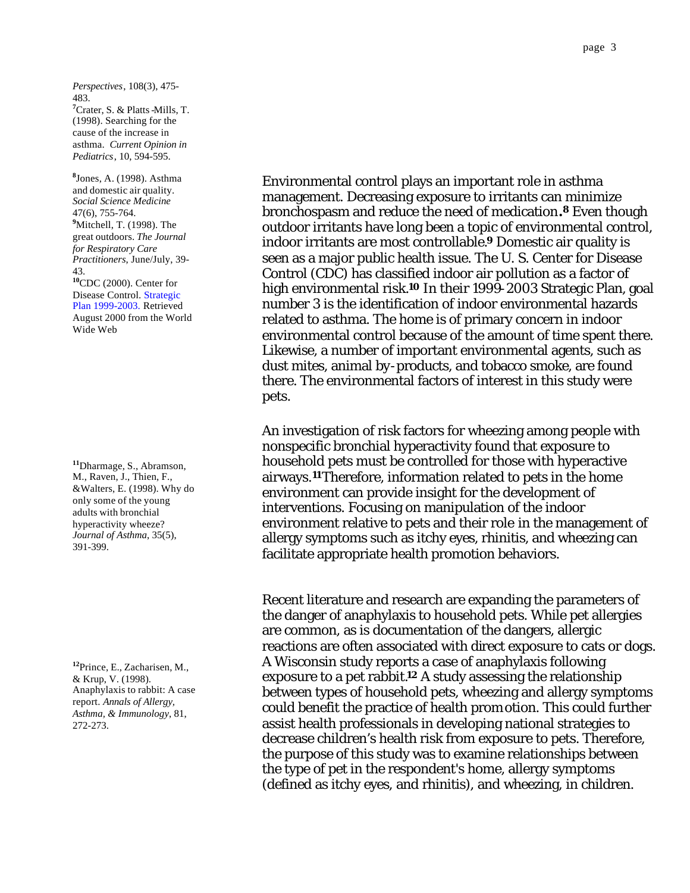*Perspectives*, 108(3), 475-483.

[7]Crater, S. & Platts-Mills, T. (1998). Searching for the cause of the increase in asthma. *Current Opinion in Pediatrics*, 10, 594-595.

[8]Jones, A. (1998). Asthma and domestic air quality. *Social Science Medicine* 47(6), 755-764.

[9]Mitchell, T. (1998). The great outdoors. *The Journal for Respiratory Care Practitioners*, June/July, 39-43.

[10]CDC (2000). Center for Disease Control. Strategic Plan 1999-2003. Retrieved August 2000 from the World Wide Web

Environmental control plays an important role in asthma management. Decreasing exposure to irritants can minimize bronchospasm and reduce the need of medication.[8] Even though outdoor irritants have long been a topic of environmental control, indoor irritants are most controllable.[9] Domestic air quality is seen as a major public health issue. The U. S. Center for Disease Control (CDC) has classified indoor air pollution as a factor of high environmental risk.[10] In their 1999-2003 Strategic Plan, goal number 3 is the identification of indoor environmental hazards related to asthma. The home is of primary concern in indoor environmental control because of the amount of time spent there. Likewise, a number of important environmental agents, such as dust mites, animal by-products, and tobacco smoke, are found there. The environmental factors of interest in this study were pets.

[11]Dharmage, S., Abramson, M., Raven, J., Thien, F., &Walters, E. (1998). Why do only some of the young adults with bronchial hyperactivity wheeze? *Journal of Asthma*, 35(5), 391-399.

An investigation of risk factors for wheezing among people with nonspecific bronchial hyperactivity found that exposure to household pets must be controlled for those with hyperactive airways.[11] Therefore, information related to pets in the home environment can provide insight for the development of interventions. Focusing on manipulation of the indoor environment relative to pets and their role in the management of allergy symptoms such as itchy eyes, rhinitis, and wheezing can facilitate appropriate health promotion behaviors.

[12]Prince, E., Zacharisen, M., & Krup, V. (1998). Anaphylaxis to rabbit: A case report. *Annals of Allergy, Asthma, & Immunology*, 81, 272-273.

Recent literature and research are expanding the parameters of the danger of anaphylaxis to household pets. While pet allergies are common, as is documentation of the dangers, allergic reactions are often associated with direct exposure to cats or dogs. A Wisconsin study reports a case of anaphylaxis following exposure to a pet rabbit.[12] A study assessing the relationship between types of household pets, wheezing and allergy symptoms could benefit the practice of health promotion. This could further assist health professionals in developing national strategies to decrease children's health risk from exposure to pets. Therefore, the purpose of this study was to examine relationships between the type of pet in the respondent's home, allergy symptoms (defined as itchy eyes, and rhinitis), and wheezing, in children.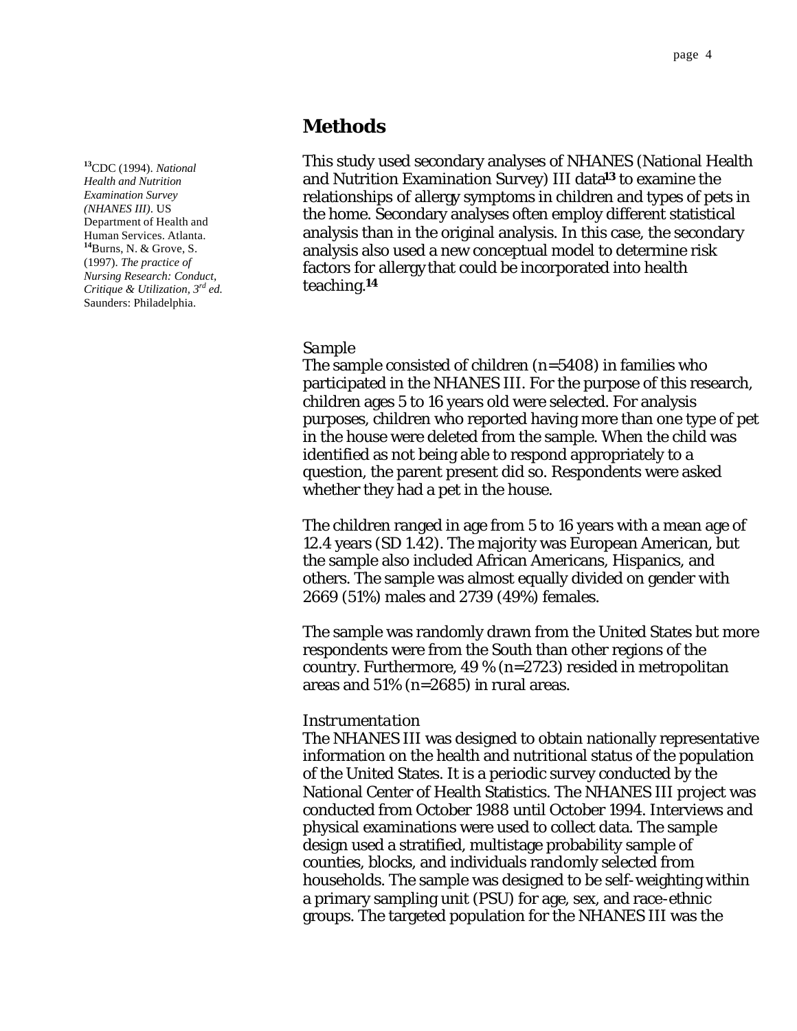## Methods

This study used secondary analyses of NHANES (National Health and Nutrition Examination Survey) III data[13] to examine the relationships of allergy symptoms in children and types of pets in the home. Secondary analyses often employ different statistical analysis than in the original analysis. In this case, the secondary analysis also used a new conceptual model to determine risk factors for allergy that could be incorporated into health teaching.[14]

[13]CDC (1994). *National Health and Nutrition Examination Survey (NHANES III)*. US Department of Health and Human Services. Atlanta.
[14]Burns, N. & Grove, S. (1997). *The practice of Nursing Research: Conduct, Critique & Utilization, 3rd ed.* Saunders: Philadelphia.

### *Sample*

The sample consisted of children (n=5408) in families who participated in the NHANES III. For the purpose of this research, children ages 5 to 16 years old were selected. For analysis purposes, children who reported having more than one type of pet in the house were deleted from the sample. When the child was identified as not being able to respond appropriately to a question, the parent present did so. Respondents were asked whether they had a pet in the house.

The children ranged in age from 5 to 16 years with a mean age of 12.4 years (SD 1.42). The majority was European American, but the sample also included African Americans, Hispanics, and others. The sample was almost equally divided on gender with 2669 (51%) males and 2739 (49%) females.

The sample was randomly drawn from the United States but more respondents were from the South than other regions of the country. Furthermore, 49 % (n=2723) resided in metropolitan areas and 51% (n=2685) in rural areas.

### *Instrumentation*

The NHANES III was designed to obtain nationally representative information on the health and nutritional status of the population of the United States. It is a periodic survey conducted by the National Center of Health Statistics. The NHANES III project was conducted from October 1988 until October 1994. Interviews and physical examinations were used to collect data. The sample design used a stratified, multistage probability sample of counties, blocks, and individuals randomly selected from households. The sample was designed to be self-weighting within a primary sampling unit (PSU) for age, sex, and race-ethnic groups. The targeted population for the NHANES III was the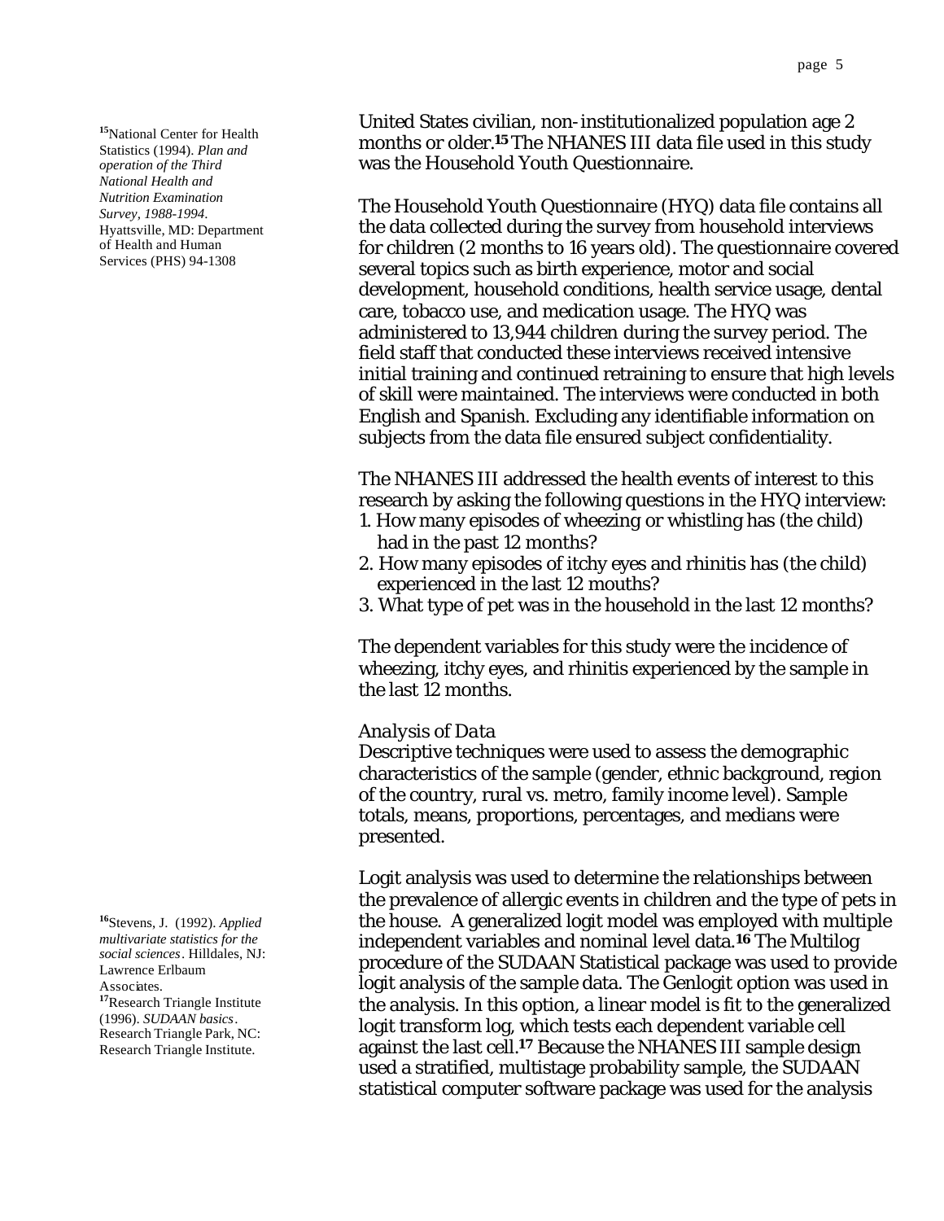United States civilian, non-institutionalized population age 2 months or older.[15] The NHANES III data file used in this study was the Household Youth Questionnaire.

The Household Youth Questionnaire (HYQ) data file contains all the data collected during the survey from household interviews for children (2 months to 16 years old). The questionnaire covered several topics such as birth experience, motor and social development, household conditions, health service usage, dental care, tobacco use, and medication usage. The HYQ was administered to 13,944 children during the survey period. The field staff that conducted these interviews received intensive initial training and continued retraining to ensure that high levels of skill were maintained. The interviews were conducted in both English and Spanish. Excluding any identifiable information on subjects from the data file ensured subject confidentiality.

The NHANES III addressed the health events of interest to this research by asking the following questions in the HYQ interview:

1. How many episodes of wheezing or whistling has (the child) had in the past 12 months?
2. How many episodes of itchy eyes and rhinitis has (the child) experienced in the last 12 mouths?
3. What type of pet was in the household in the last 12 months?

The dependent variables for this study were the incidence of wheezing, itchy eyes, and rhinitis experienced by the sample in the last 12 months.

*Analysis of Data*

Descriptive techniques were used to assess the demographic characteristics of the sample (gender, ethnic background, region of the country, rural vs. metro, family income level). Sample totals, means, proportions, percentages, and medians were presented.

Logit analysis was used to determine the relationships between the prevalence of allergic events in children and the type of pets in the house. A generalized logit model was employed with multiple independent variables and nominal level data.[16] The Multilog procedure of the SUDAAN Statistical package was used to provide logit analysis of the sample data. The Genlogit option was used in the analysis. In this option, a linear model is fit to the generalized logit transform log, which tests each dependent variable cell against the last cell.[17] Because the NHANES III sample design used a stratified, multistage probability sample, the SUDAAN statistical computer software package was used for the analysis

---

[15] National Center for Health Statistics (1994). *Plan and operation of the Third National Health and Nutrition Examination Survey, 1988-1994*. Hyattsville, MD: Department of Health and Human Services (PHS) 94-1308

[16] Stevens, J. (1992). *Applied multivariate statistics for the social sciences*. Hilldales, NJ: Lawrence Erlbaum Associates.

[17] Research Triangle Institute (1996). *SUDAAN basics*. Research Triangle Park, NC: Research Triangle Institute.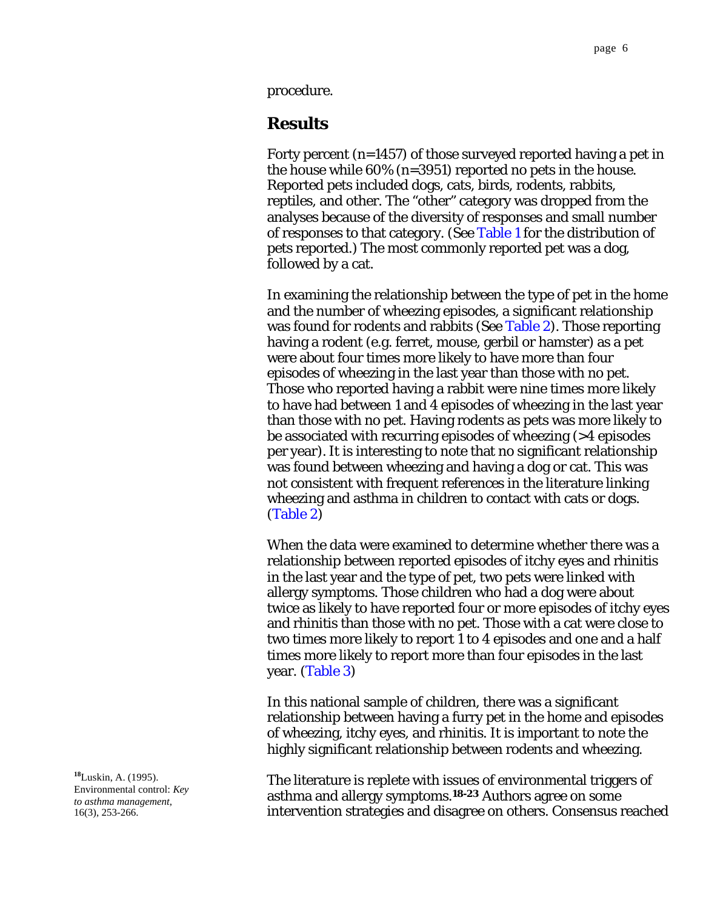procedure.

## Results

Forty percent (n=1457) of those surveyed reported having a pet in the house while 60% (n=3951) reported no pets in the house. Reported pets included dogs, cats, birds, rodents, rabbits, reptiles, and other. The "other" category was dropped from the analyses because of the diversity of responses and small number of responses to that category. (See Table 1 for the distribution of pets reported.) The most commonly reported pet was a dog, followed by a cat.

In examining the relationship between the type of pet in the home and the number of wheezing episodes, a significant relationship was found for rodents and rabbits (See Table 2). Those reporting having a rodent (e.g. ferret, mouse, gerbil or hamster) as a pet were about four times more likely to have more than four episodes of wheezing in the last year than those with no pet. Those who reported having a rabbit were nine times more likely to have had between 1 and 4 episodes of wheezing in the last year than those with no pet. Having rodents as pets was more likely to be associated with recurring episodes of wheezing (>4 episodes per year). It is interesting to note that no significant relationship was found between wheezing and having a dog or cat. This was not consistent with frequent references in the literature linking wheezing and asthma in children to contact with cats or dogs. (Table 2)

When the data were examined to determine whether there was a relationship between reported episodes of itchy eyes and rhinitis in the last year and the type of pet, two pets were linked with allergy symptoms. Those children who had a dog were about twice as likely to have reported four or more episodes of itchy eyes and rhinitis than those with no pet. Those with a cat were close to two times more likely to report 1 to 4 episodes and one and a half times more likely to report more than four episodes in the last year. (Table 3)

In this national sample of children, there was a significant relationship between having a furry pet in the home and episodes of wheezing, itchy eyes, and rhinitis. It is important to note the highly significant relationship between rodents and wheezing.

The literature is replete with issues of environmental triggers of asthma and allergy symptoms.[18-23] Authors agree on some intervention strategies and disagree on others. Consensus reached

[18] Luskin, A. (1995). Environmental control: *Key to asthma management*, 16(3), 253-266.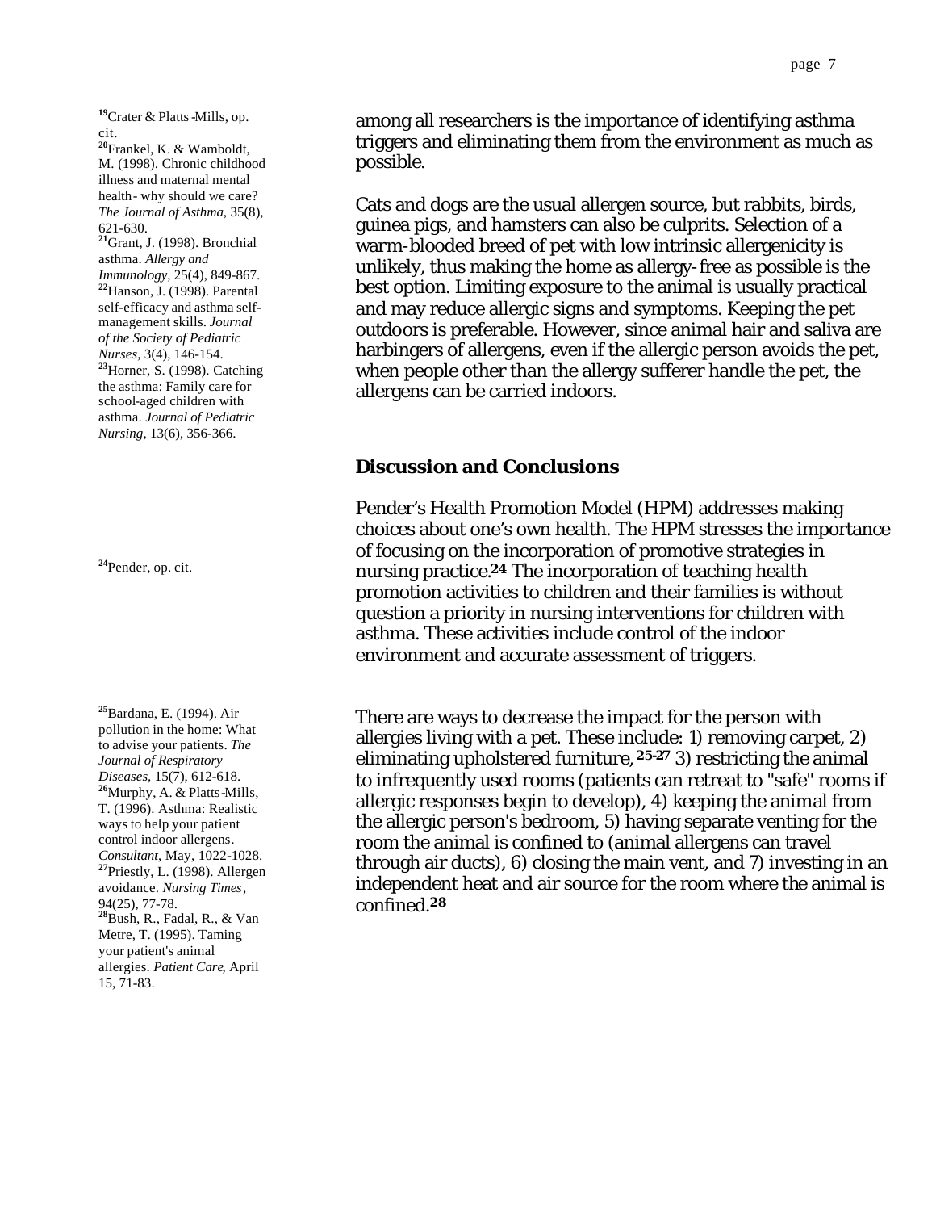among all researchers is the importance of identifying asthma triggers and eliminating them from the environment as much as possible.

Cats and dogs are the usual allergen source, but rabbits, birds, guinea pigs, and hamsters can also be culprits. Selection of a warm-blooded breed of pet with low intrinsic allergenicity is unlikely, thus making the home as allergy-free as possible is the best option. Limiting exposure to the animal is usually practical and may reduce allergic signs and symptoms. Keeping the pet outdoors is preferable. However, since animal hair and saliva are harbingers of allergens, even if the allergic person avoids the pet, when people other than the allergy sufferer handle the pet, the allergens can be carried indoors.

## Discussion and Conclusions

Pender's Health Promotion Model (HPM) addresses making choices about one's own health. The HPM stresses the importance of focusing on the incorporation of promotive strategies in nursing practice.[24] The incorporation of teaching health promotion activities to children and their families is without question a priority in nursing interventions for children with asthma. These activities include control of the indoor environment and accurate assessment of triggers.

There are ways to decrease the impact for the person with allergies living with a pet. These include: 1) removing carpet, 2) eliminating upholstered furniture,[25-27] 3) restricting the animal to infrequently used rooms (patients can retreat to "safe" rooms if allergic responses begin to develop), 4) keeping the animal from the allergic person's bedroom, 5) having separate venting for the room the animal is confined to (animal allergens can travel through air ducts), 6) closing the main vent, and 7) investing in an independent heat and air source for the room where the animal is confined.[28]

---

[19] Crater & Platts-Mills, op. cit.

[20] Frankel, K. & Wamboldt, M. (1998). Chronic childhood illness and maternal mental health - why should we care? *The Journal of Asthma*, 35(8), 621-630.

[21] Grant, J. (1998). Bronchial asthma. *Allergy and Immunology*, 25(4), 849-867.

[22] Hanson, J. (1998). Parental self-efficacy and asthma self-management skills. *Journal of the Society of Pediatric Nurses*, 3(4), 146-154.

[23] Horner, S. (1998). Catching the asthma: Family care for school-aged children with asthma. *Journal of Pediatric Nursing*, 13(6), 356-366.

[24] Pender, op. cit.

[25] Bardana, E. (1994). Air pollution in the home: What to advise your patients. *The Journal of Respiratory Diseases*, 15(7), 612-618.

[26] Murphy, A. & Platts-Mills, T. (1996). Asthma: Realistic ways to help your patient control indoor allergens. *Consultant*, May, 1022-1028.

[27] Priestly, L. (1998). Allergen avoidance. *Nursing Times*, 94(25), 77-78.

[28] Bush, R., Fadal, R., & Van Metre, T. (1995). Taming your patient's animal allergies. *Patient Care*, April 15, 71-83.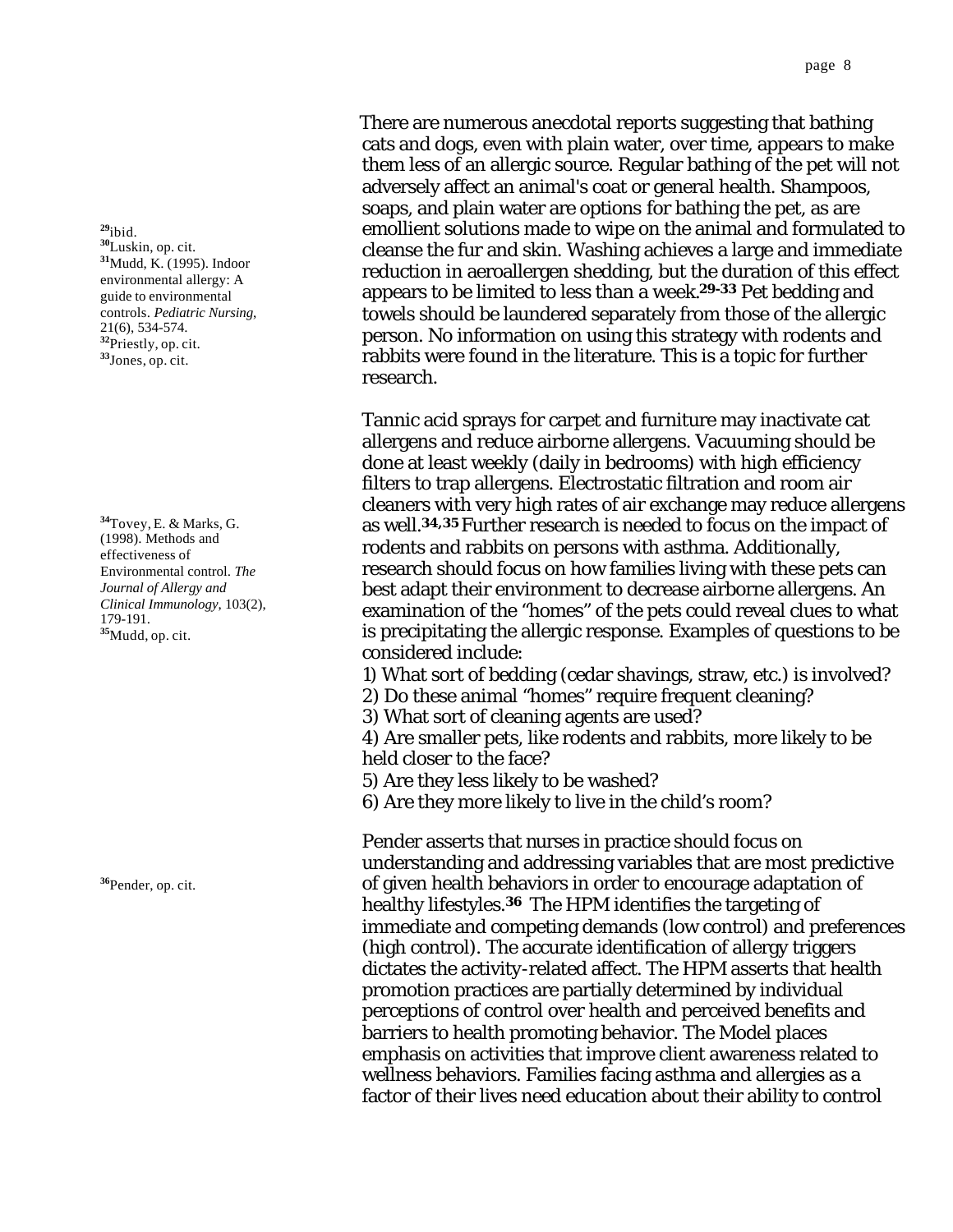There are numerous anecdotal reports suggesting that bathing cats and dogs, even with plain water, over time, appears to make them less of an allergic source. Regular bathing of the pet will not adversely affect an animal's coat or general health. Shampoos, soaps, and plain water are options for bathing the pet, as are emollient solutions made to wipe on the animal and formulated to cleanse the fur and skin. Washing achieves a large and immediate reduction in aeroallergen shedding, but the duration of this effect appears to be limited to less than a week.[29-33] Pet bedding and towels should be laundered separately from those of the allergic person. No information on using this strategy with rodents and rabbits were found in the literature. This is a topic for further research.

[29]ibid.
[30]Luskin, op. cit.
[31]Mudd, K. (1995). Indoor environmental allergy: A guide to environmental controls. *Pediatric Nursing*, 21(6), 534-574.
[32]Priestly, op. cit.
[33]Jones, op. cit.

Tannic acid sprays for carpet and furniture may inactivate cat allergens and reduce airborne allergens. Vacuuming should be done at least weekly (daily in bedrooms) with high efficiency filters to trap allergens. Electrostatic filtration and room air cleaners with very high rates of air exchange may reduce allergens as well.[34,35] Further research is needed to focus on the impact of rodents and rabbits on persons with asthma. Additionally, research should focus on how families living with these pets can best adapt their environment to decrease airborne allergens. An examination of the "homes" of the pets could reveal clues to what is precipitating the allergic response. Examples of questions to be considered include:

1) What sort of bedding (cedar shavings, straw, etc.) is involved?
2) Do these animal "homes" require frequent cleaning?
3) What sort of cleaning agents are used?
4) Are smaller pets, like rodents and rabbits, more likely to be held closer to the face?
5) Are they less likely to be washed?
6) Are they more likely to live in the child's room?

[34]Tovey, E. & Marks, G. (1998). Methods and effectiveness of Environmental control. *The Journal of Allergy and Clinical Immunology*, 103(2), 179-191.
[35]Mudd, op. cit.

Pender asserts that nurses in practice should focus on understanding and addressing variables that are most predictive of given health behaviors in order to encourage adaptation of healthy lifestyles.[36] The HPM identifies the targeting of immediate and competing demands (low control) and preferences (high control). The accurate identification of allergy triggers dictates the activity-related affect. The HPM asserts that health promotion practices are partially determined by individual perceptions of control over health and perceived benefits and barriers to health promoting behavior. The Model places emphasis on activities that improve client awareness related to wellness behaviors. Families facing asthma and allergies as a factor of their lives need education about their ability to control

[36]Pender, op. cit.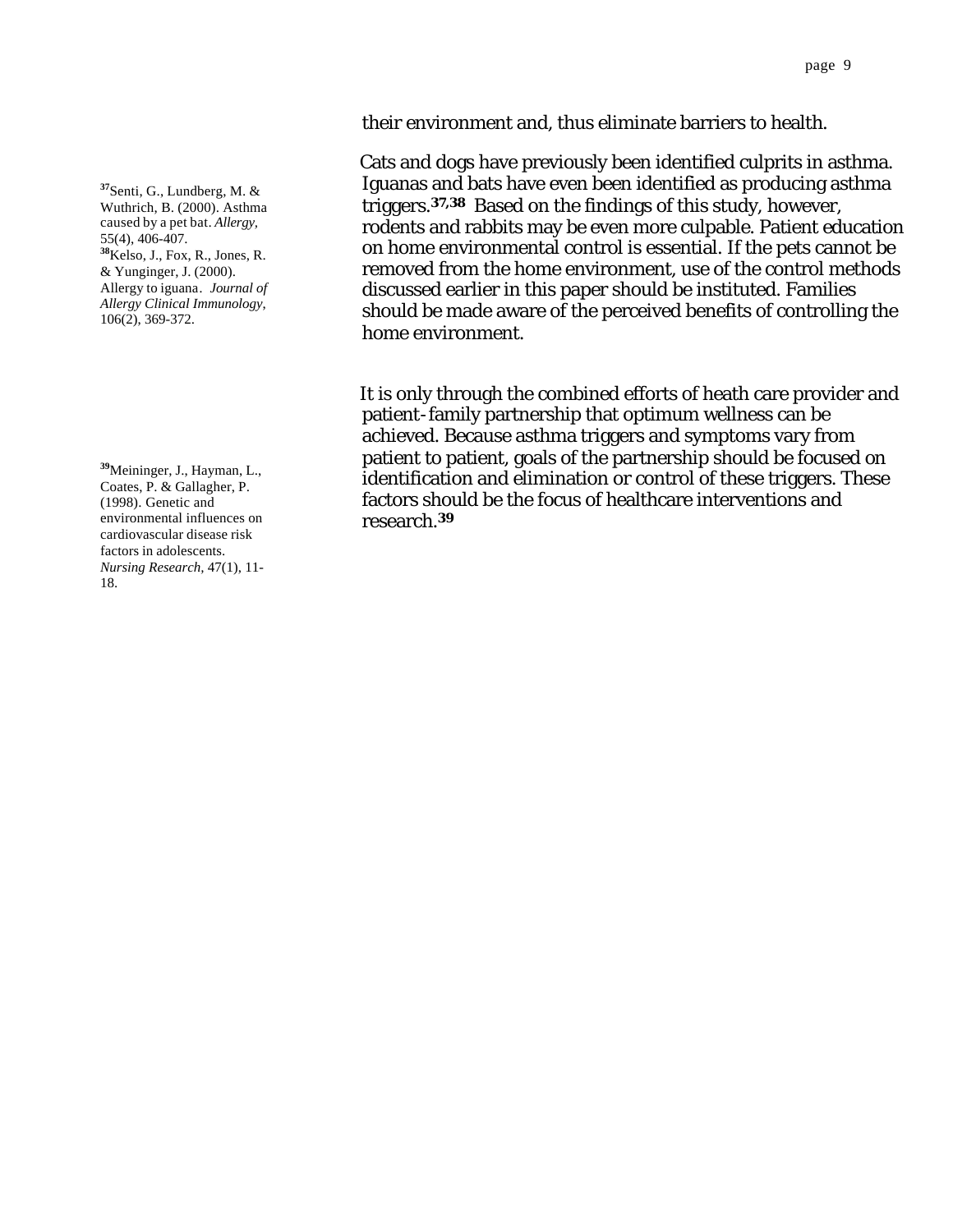their environment and, thus eliminate barriers to health.

Cats and dogs have previously been identified culprits in asthma. Iguanas and bats have even been identified as producing asthma triggers.[37,38] Based on the findings of this study, however, rodents and rabbits may be even more culpable. Patient education on home environmental control is essential. If the pets cannot be removed from the home environment, use of the control methods discussed earlier in this paper should be instituted. Families should be made aware of the perceived benefits of controlling the home environment.

[37]Senti, G., Lundberg, M. & Wuthrich, B. (2000). Asthma caused by a pet bat. *Allergy*, 55(4), 406-407.
[38]Kelso, J., Fox, R., Jones, R. & Yunginger, J. (2000). Allergy to iguana. *Journal of Allergy Clinical Immunology*, 106(2), 369-372.

It is only through the combined efforts of heath care provider and patient-family partnership that optimum wellness can be achieved. Because asthma triggers and symptoms vary from patient to patient, goals of the partnership should be focused on identification and elimination or control of these triggers. These factors should be the focus of healthcare interventions and research.[39]

[39]Meininger, J., Hayman, L., Coates, P. & Gallagher, P. (1998). Genetic and environmental influences on cardiovascular disease risk factors in adolescents. *Nursing Research*, 47(1), 11-18.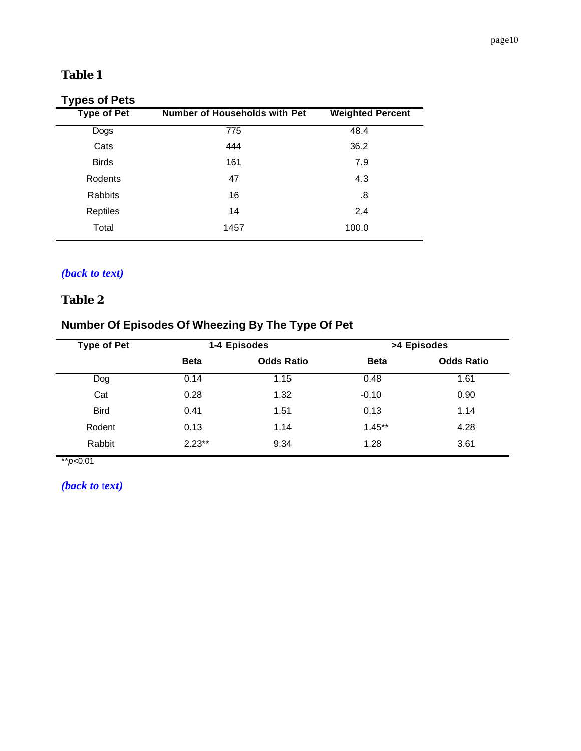## Table 1

### Types of Pets

| Type of Pet | Number of Households with Pet | Weighted Percent |
|---|---|---|
| Dogs | 775 | 48.4 |
| Cats | 444 | 36.2 |
| Birds | 161 | 7.9 |
| Rodents | 47 | 4.3 |
| Rabbits | 16 | .8 |
| Reptiles | 14 | 2.4 |
| Total | 1457 | 100.0 |

***(back to text)***

## Table 2

### Number Of Episodes Of Wheezing By The Type Of Pet

| Type of Pet | 1-4 Episodes | | >4 Episodes | |
|---|---|---|---|---|
| | Beta | Odds Ratio | Beta | Odds Ratio |
| Dog | 0.14 | 1.15 | 0.48 | 1.61 |
| Cat | 0.28 | 1.32 | -0.10 | 0.90 |
| Bird | 0.41 | 1.51 | 0.13 | 1.14 |
| Rodent | 0.13 | 1.14 | 1.45** | 4.28 |
| Rabbit | 2.23** | 9.34 | 1.28 | 3.61 |

**$p<0.01$

***(back to text)***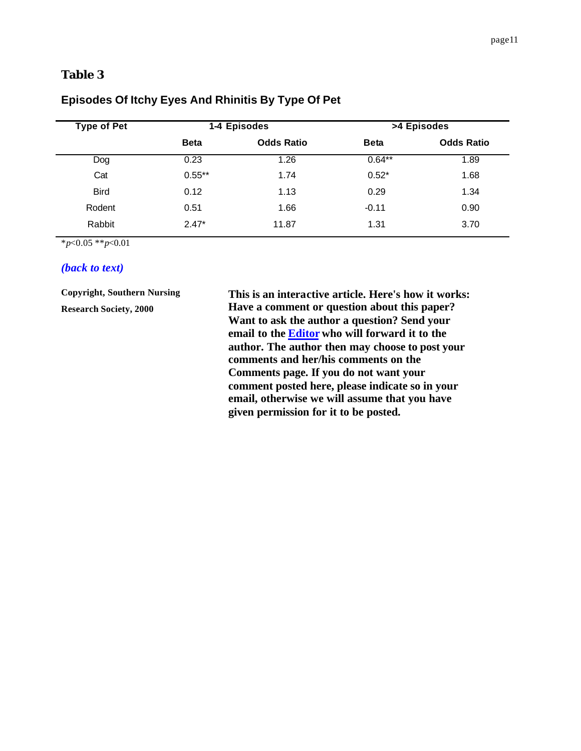## Table 3

### Episodes Of Itchy Eyes And Rhinitis By Type Of Pet

| Type of Pet | 1-4 Episodes | | >4 Episodes | |
|---|---|---|---|---|
| | Beta | Odds Ratio | Beta | Odds Ratio |
| Dog | 0.23 | 1.26 | 0.64** | 1.89 |
| Cat | 0.55** | 1.74 | 0.52* | 1.68 |
| Bird | 0.12 | 1.13 | 0.29 | 1.34 |
| Rodent | 0.51 | 1.66 | -0.11 | 0.90 |
| Rabbit | 2.47* | 11.87 | 1.31 | 3.70 |

*$p<0.05$ **$p<0.01$

*(back to text)*

**Copyright, Southern Nursing Research Society, 2000**

**This is an interactive article. Here's how it works: Have a comment or question about this paper? Want to ask the author a question? Send your email to the Editor who will forward it to the author. The author then may choose to post your comments and her/his comments on the Comments page. If you do not want your comment posted here, please indicate so in your email, otherwise we will assume that you have given permission for it to be posted.**